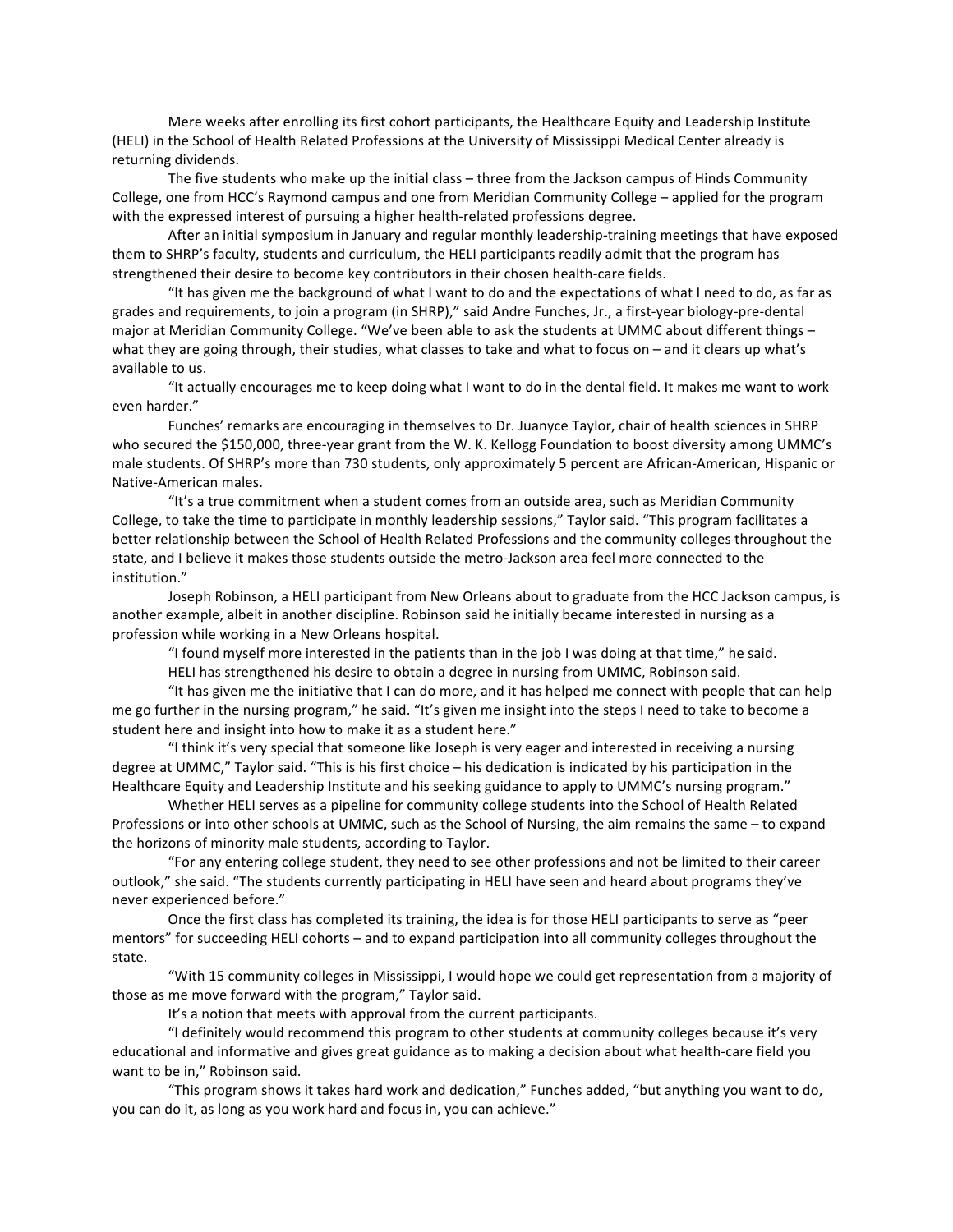Mere weeks after enrolling its first cohort participants, the Healthcare Equity and Leadership Institute (HELI) in the School of Health Related Professions at the University of Mississippi Medical Center already is returning dividends.

The five students who make up the initial class – three from the Jackson campus of Hinds Community College, one from HCC's Raymond campus and one from Meridian Community College – applied for the program with the expressed interest of pursuing a higher health-related professions degree.

After an initial symposium in January and regular monthly leadership-training meetings that have exposed them to SHRP's faculty, students and curriculum, the HELI participants readily admit that the program has strengthened their desire to become key contributors in their chosen health-care fields.

"It has given me the background of what I want to do and the expectations of what I need to do, as far as grades and requirements, to join a program (in SHRP)," said Andre Funches, Jr., a first-year biology-pre-dental major at Meridian Community College. "We've been able to ask the students at UMMC about different things – what they are going through, their studies, what classes to take and what to focus on – and it clears up what's available to us.

"It actually encourages me to keep doing what I want to do in the dental field. It makes me want to work even harder."

Funches' remarks are encouraging in themselves to Dr. Juanyce Taylor, chair of health sciences in SHRP who secured the $150,000, three-year grant from the W. K. Kellogg Foundation to boost diversity among UMMC's male students. Of SHRP's more than 730 students, only approximately 5 percent are African-American, Hispanic or Native-American males.

"It's a true commitment when a student comes from an outside area, such as Meridian Community College, to take the time to participate in monthly leadership sessions," Taylor said. "This program facilitates a better relationship between the School of Health Related Professions and the community colleges throughout the state, and I believe it makes those students outside the metro-Jackson area feel more connected to the institution."

Joseph Robinson, a HELI participant from New Orleans about to graduate from the HCC Jackson campus, is another example, albeit in another discipline. Robinson said he initially became interested in nursing as a profession while working in a New Orleans hospital.

"I found myself more interested in the patients than in the job I was doing at that time," he said.

HELI has strengthened his desire to obtain a degree in nursing from UMMC, Robinson said.

"It has given me the initiative that I can do more, and it has helped me connect with people that can help me go further in the nursing program," he said. "It's given me insight into the steps I need to take to become a student here and insight into how to make it as a student here."

"I think it's very special that someone like Joseph is very eager and interested in receiving a nursing degree at UMMC," Taylor said. "This is his first choice – his dedication is indicated by his participation in the Healthcare Equity and Leadership Institute and his seeking guidance to apply to UMMC's nursing program."

Whether HELI serves as a pipeline for community college students into the School of Health Related Professions or into other schools at UMMC, such as the School of Nursing, the aim remains the same – to expand the horizons of minority male students, according to Taylor.

"For any entering college student, they need to see other professions and not be limited to their career outlook," she said. "The students currently participating in HELI have seen and heard about programs they've never experienced before."

Once the first class has completed its training, the idea is for those HELI participants to serve as "peer mentors" for succeeding HELI cohorts – and to expand participation into all community colleges throughout the state.

"With 15 community colleges in Mississippi, I would hope we could get representation from a majority of those as me move forward with the program," Taylor said.

It's a notion that meets with approval from the current participants.

"I definitely would recommend this program to other students at community colleges because it's very educational and informative and gives great guidance as to making a decision about what health-care field you want to be in," Robinson said.

"This program shows it takes hard work and dedication," Funches added, "but anything you want to do, you can do it, as long as you work hard and focus in, you can achieve."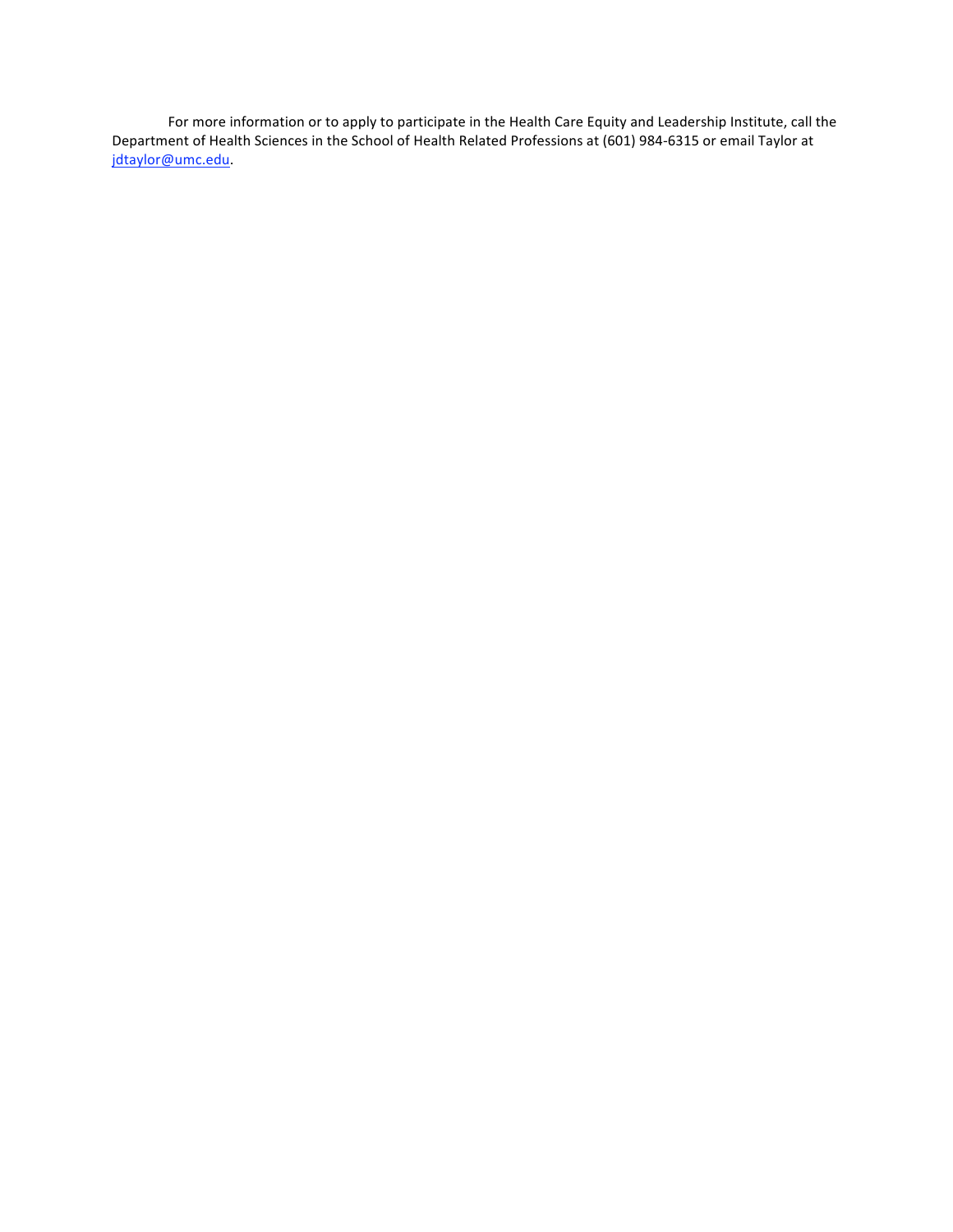For more information or to apply to participate in the Health Care Equity and Leadership Institute, call the Department of Health Sciences in the School of Health Related Professions at (601) 984-6315 or email Taylor at [jdtaylor@umc.edu](mailto:jdtaylor@umc.edu).